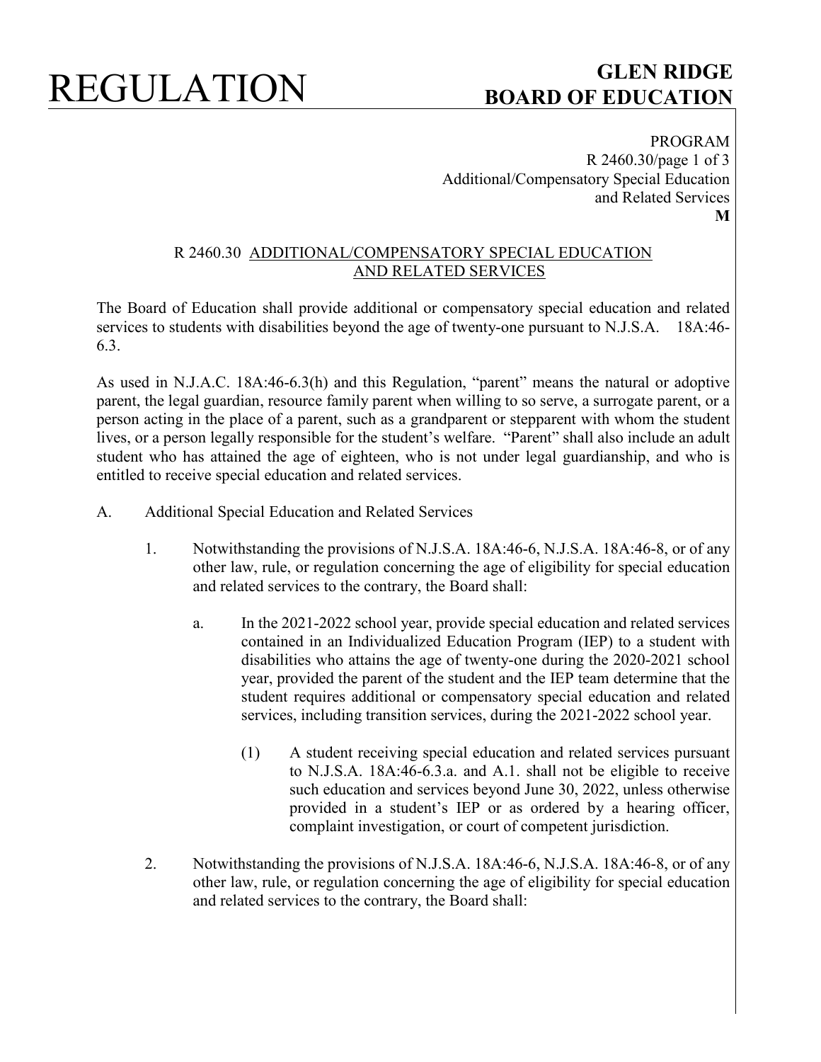# REGULATION

## GLEN RIDGE BOARD OF EDUCATION

PROGRAM
R 2460.30/page 1 of 3
Additional/Compensatory Special Education and Related Services
**M**

### R 2460.30 ADDITIONAL/COMPENSATORY SPECIAL EDUCATION AND RELATED SERVICES

The Board of Education shall provide additional or compensatory special education and related services to students with disabilities beyond the age of twenty-one pursuant to N.J.S.A. 18A:46-6.3.

As used in N.J.A.C. 18A:46-6.3(h) and this Regulation, "parent" means the natural or adoptive parent, the legal guardian, resource family parent when willing to so serve, a surrogate parent, or a person acting in the place of a parent, such as a grandparent or stepparent with whom the student lives, or a person legally responsible for the student's welfare. "Parent" shall also include an adult student who has attained the age of eighteen, who is not under legal guardianship, and who is entitled to receive special education and related services.

A. Additional Special Education and Related Services

1. Notwithstanding the provisions of N.J.S.A. 18A:46-6, N.J.S.A. 18A:46-8, or of any other law, rule, or regulation concerning the age of eligibility for special education and related services to the contrary, the Board shall:

   a. In the 2021-2022 school year, provide special education and related services contained in an Individualized Education Program (IEP) to a student with disabilities who attains the age of twenty-one during the 2020-2021 school year, provided the parent of the student and the IEP team determine that the student requires additional or compensatory special education and related services, including transition services, during the 2021-2022 school year.

      (1) A student receiving special education and related services pursuant to N.J.S.A. 18A:46-6.3.a. and A.1. shall not be eligible to receive such education and services beyond June 30, 2022, unless otherwise provided in a student's IEP or as ordered by a hearing officer, complaint investigation, or court of competent jurisdiction.

2. Notwithstanding the provisions of N.J.S.A. 18A:46-6, N.J.S.A. 18A:46-8, or of any other law, rule, or regulation concerning the age of eligibility for special education and related services to the contrary, the Board shall: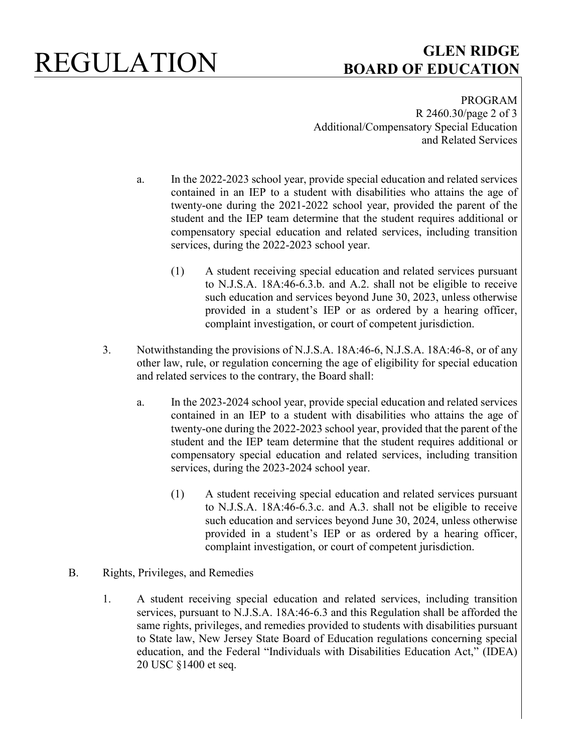a. In the 2022-2023 school year, provide special education and related services contained in an IEP to a student with disabilities who attains the age of twenty-one during the 2021-2022 school year, provided the parent of the student and the IEP team determine that the student requires additional or compensatory special education and related services, including transition services, during the 2022-2023 school year.

   (1) A student receiving special education and related services pursuant to N.J.S.A. 18A:46-6.3.b. and A.2. shall not be eligible to receive such education and services beyond June 30, 2023, unless otherwise provided in a student's IEP or as ordered by a hearing officer, complaint investigation, or court of competent jurisdiction.

3. Notwithstanding the provisions of N.J.S.A. 18A:46-6, N.J.S.A. 18A:46-8, or of any other law, rule, or regulation concerning the age of eligibility for special education and related services to the contrary, the Board shall:

   a. In the 2023-2024 school year, provide special education and related services contained in an IEP to a student with disabilities who attains the age of twenty-one during the 2022-2023 school year, provided that the parent of the student and the IEP team determine that the student requires additional or compensatory special education and related services, including transition services, during the 2023-2024 school year.

      (1) A student receiving special education and related services pursuant to N.J.S.A. 18A:46-6.3.c. and A.3. shall not be eligible to receive such education and services beyond June 30, 2024, unless otherwise provided in a student's IEP or as ordered by a hearing officer, complaint investigation, or court of competent jurisdiction.

B. Rights, Privileges, and Remedies

   1. A student receiving special education and related services, including transition services, pursuant to N.J.S.A. 18A:46-6.3 and this Regulation shall be afforded the same rights, privileges, and remedies provided to students with disabilities pursuant to State law, New Jersey State Board of Education regulations concerning special education, and the Federal "Individuals with Disabilities Education Act," (IDEA) 20 USC §1400 et seq.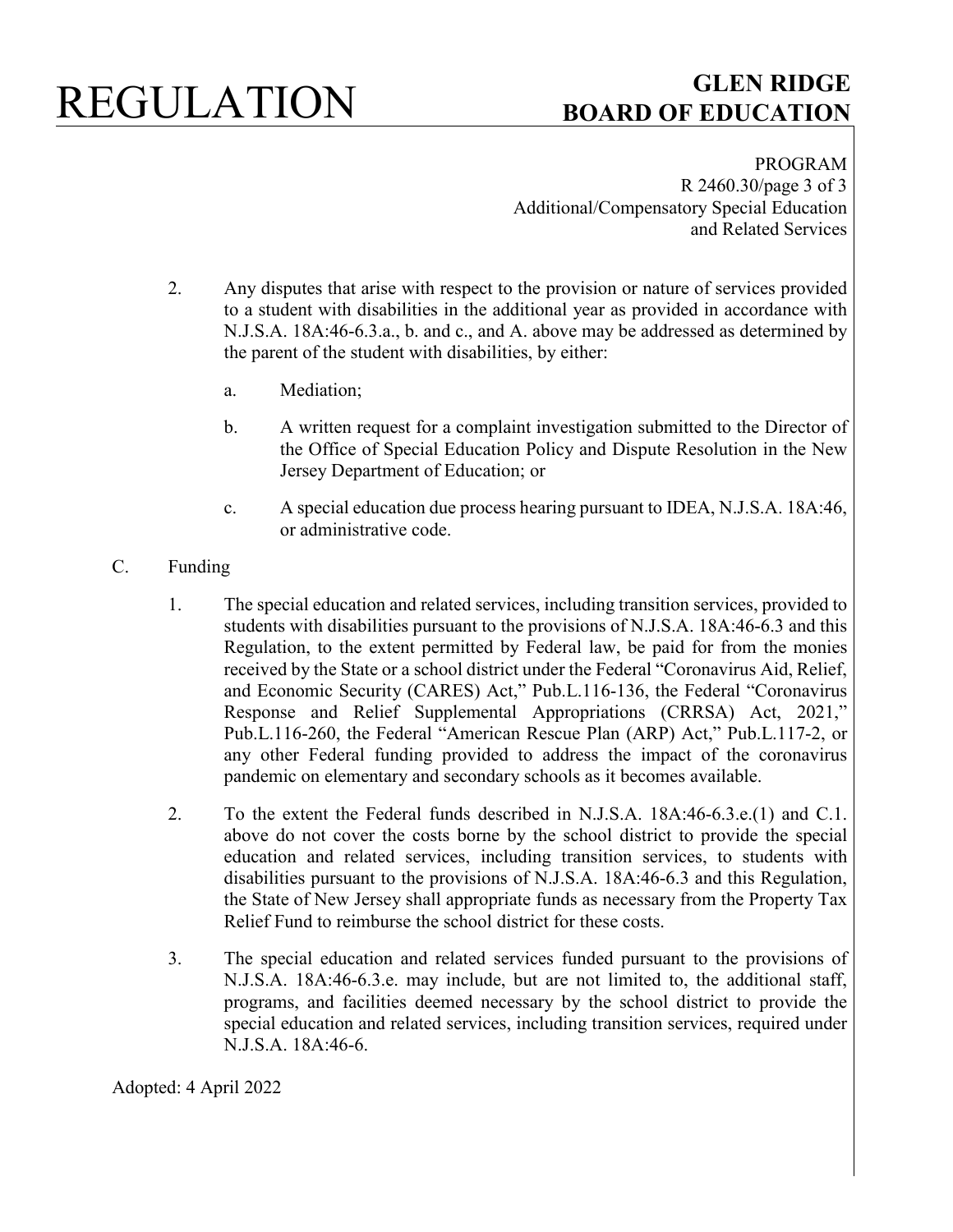2. Any disputes that arise with respect to the provision or nature of services provided to a student with disabilities in the additional year as provided in accordance with N.J.S.A. 18A:46-6.3.a., b. and c., and A. above may be addressed as determined by the parent of the student with disabilities, by either:

   a. Mediation;

   b. A written request for a complaint investigation submitted to the Director of the Office of Special Education Policy and Dispute Resolution in the New Jersey Department of Education; or

   c. A special education due process hearing pursuant to IDEA, N.J.S.A. 18A:46, or administrative code.

C. Funding

1. The special education and related services, including transition services, provided to students with disabilities pursuant to the provisions of N.J.S.A. 18A:46-6.3 and this Regulation, to the extent permitted by Federal law, be paid for from the monies received by the State or a school district under the Federal "Coronavirus Aid, Relief, and Economic Security (CARES) Act," Pub.L.116-136, the Federal "Coronavirus Response and Relief Supplemental Appropriations (CRRSA) Act, 2021," Pub.L.116-260, the Federal "American Rescue Plan (ARP) Act," Pub.L.117-2, or any other Federal funding provided to address the impact of the coronavirus pandemic on elementary and secondary schools as it becomes available.

2. To the extent the Federal funds described in N.J.S.A. 18A:46-6.3.e.(1) and C.1. above do not cover the costs borne by the school district to provide the special education and related services, including transition services, to students with disabilities pursuant to the provisions of N.J.S.A. 18A:46-6.3 and this Regulation, the State of New Jersey shall appropriate funds as necessary from the Property Tax Relief Fund to reimburse the school district for these costs.

3. The special education and related services funded pursuant to the provisions of N.J.S.A. 18A:46-6.3.e. may include, but are not limited to, the additional staff, programs, and facilities deemed necessary by the school district to provide the special education and related services, including transition services, required under N.J.S.A. 18A:46-6.

Adopted: 4 April 2022